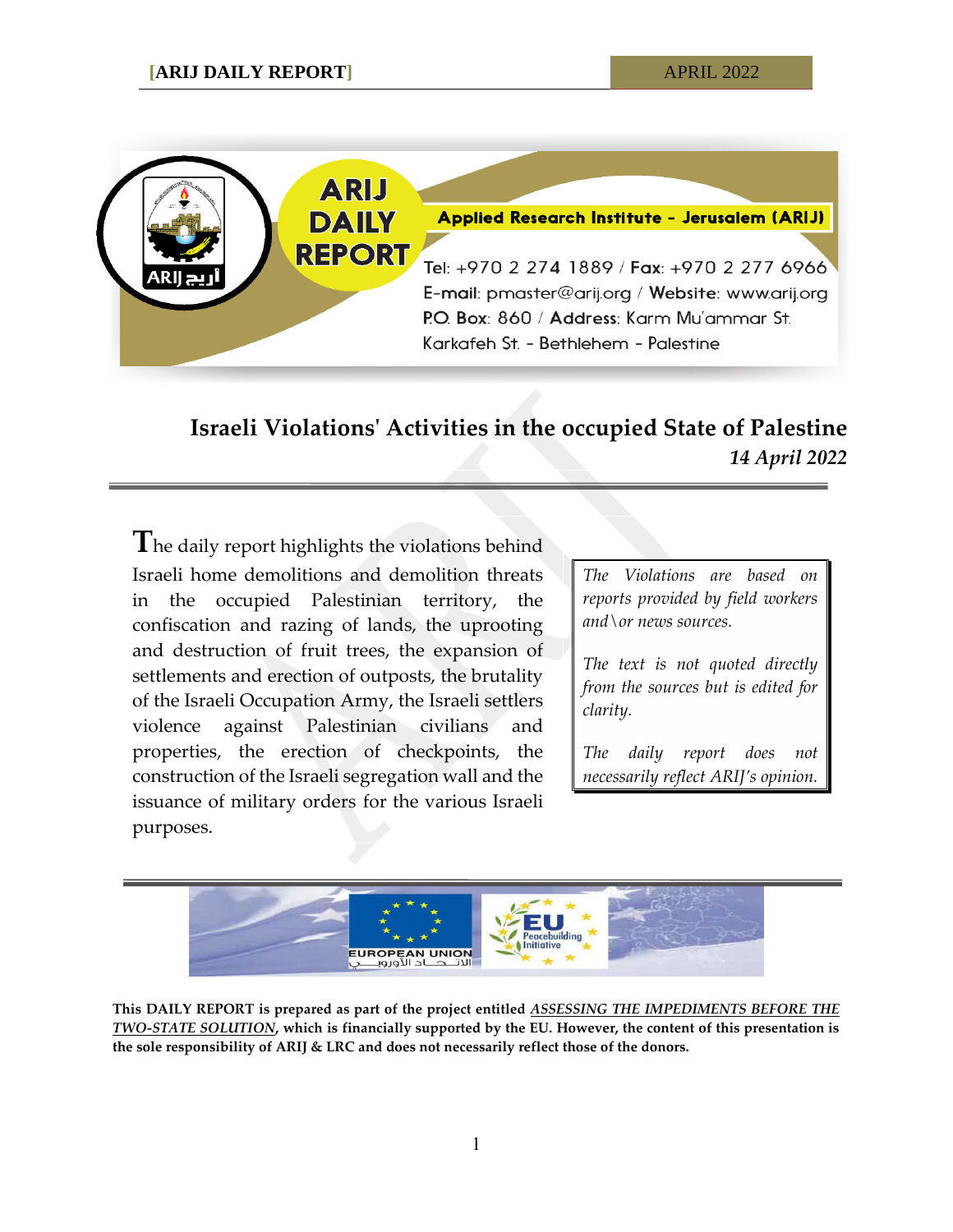ARIJ DAILY REPORT

Applied Research Institute – Jerusalem (ARIJ)

Tel: +970 2 274 1889 / Fax: +970 2 277 6966
E-mail: pmaster@arij.org / Website: www.arij.org
P.O. Box: 860 / Address: Karm Mu'ammar St. Karkafeh St. - Bethlehem - Palestine

# Israeli Violations' Activities in the occupied State of Palestine

***14 April 2022***

The daily report highlights the violations behind Israeli home demolitions and demolition threats in the occupied Palestinian territory, the confiscation and razing of lands, the uprooting and destruction of fruit trees, the expansion of settlements and erection of outposts, the brutality of the Israeli Occupation Army, the Israeli settlers violence against Palestinian civilians and properties, the erection of checkpoints, the construction of the Israeli segregation wall and the issuance of military orders for the various Israeli purposes.

*The Violations are based on reports provided by field workers and\or news sources.*

*The text is not quoted directly from the sources but is edited for clarity.*

*The daily report does not necessarily reflect ARIJ's opinion.*

EUROPEAN UNION الاتحاد الأوروبي

EU Peacebuilding Initiative

**This DAILY REPORT is prepared as part of the project entitled *ASSESSING THE IMPEDIMENTS BEFORE THE TWO-STATE SOLUTION*, which is financially supported by the EU. However, the content of this presentation is the sole responsibility of ARIJ & LRC and does not necessarily reflect those of the donors.**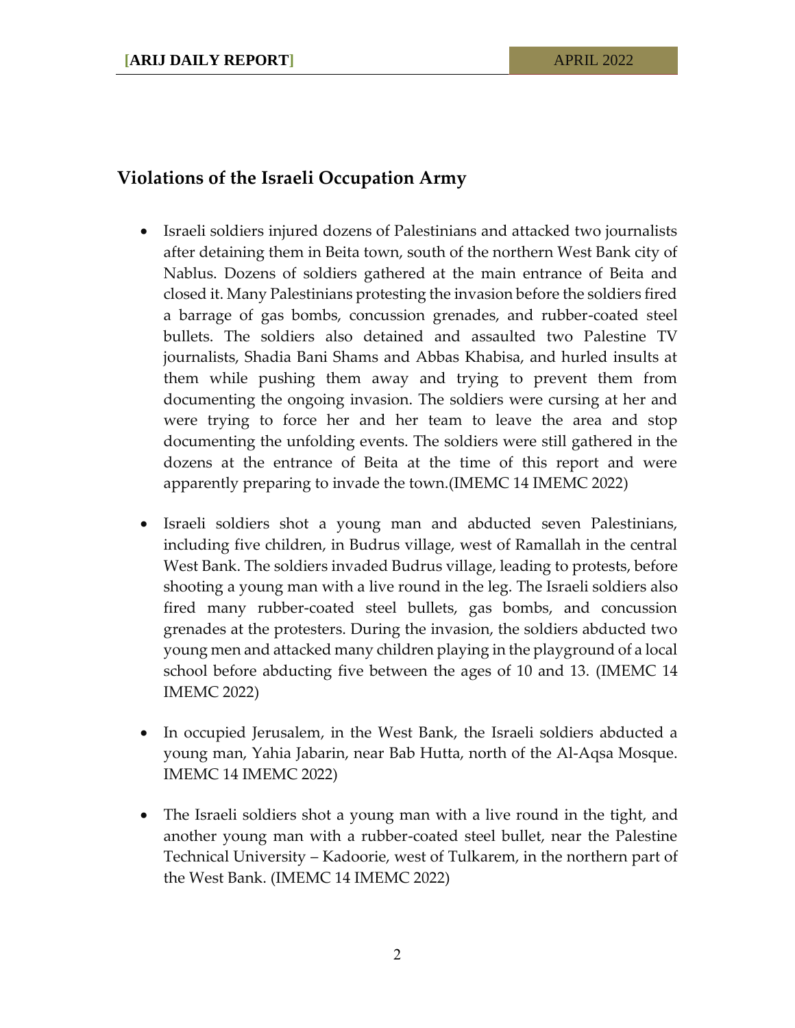## Violations of the Israeli Occupation Army

- Israeli soldiers injured dozens of Palestinians and attacked two journalists after detaining them in Beita town, south of the northern West Bank city of Nablus. Dozens of soldiers gathered at the main entrance of Beita and closed it. Many Palestinians protesting the invasion before the soldiers fired a barrage of gas bombs, concussion grenades, and rubber-coated steel bullets. The soldiers also detained and assaulted two Palestine TV journalists, Shadia Bani Shams and Abbas Khabisa, and hurled insults at them while pushing them away and trying to prevent them from documenting the ongoing invasion. The soldiers were cursing at her and were trying to force her and her team to leave the area and stop documenting the unfolding events. The soldiers were still gathered in the dozens at the entrance of Beita at the time of this report and were apparently preparing to invade the town.(IMEMC 14 IMEMC 2022)

- Israeli soldiers shot a young man and abducted seven Palestinians, including five children, in Budrus village, west of Ramallah in the central West Bank. The soldiers invaded Budrus village, leading to protests, before shooting a young man with a live round in the leg. The Israeli soldiers also fired many rubber-coated steel bullets, gas bombs, and concussion grenades at the protesters. During the invasion, the soldiers abducted two young men and attacked many children playing in the playground of a local school before abducting five between the ages of 10 and 13. (IMEMC 14 IMEMC 2022)

- In occupied Jerusalem, in the West Bank, the Israeli soldiers abducted a young man, Yahia Jabarin, near Bab Hutta, north of the Al-Aqsa Mosque. IMEMC 14 IMEMC 2022)

- The Israeli soldiers shot a young man with a live round in the tight, and another young man with a rubber-coated steel bullet, near the Palestine Technical University – Kadoorie, west of Tulkarem, in the northern part of the West Bank. (IMEMC 14 IMEMC 2022)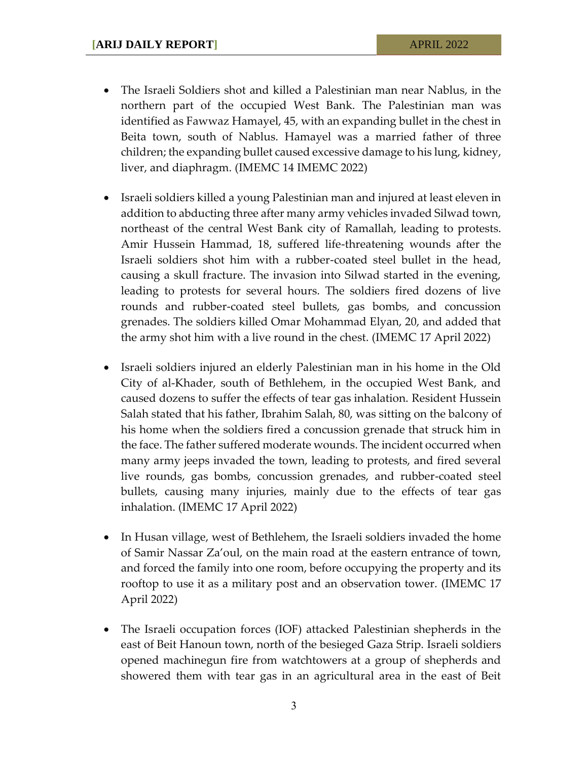- The Israeli Soldiers shot and killed a Palestinian man near Nablus, in the northern part of the occupied West Bank. The Palestinian man was identified as Fawwaz Hamayel, 45, with an expanding bullet in the chest in Beita town, south of Nablus. Hamayel was a married father of three children; the expanding bullet caused excessive damage to his lung, kidney, liver, and diaphragm. (IMEMC 14 IMEMC 2022)

- Israeli soldiers killed a young Palestinian man and injured at least eleven in addition to abducting three after many army vehicles invaded Silwad town, northeast of the central West Bank city of Ramallah, leading to protests. Amir Hussein Hammad, 18, suffered life-threatening wounds after the Israeli soldiers shot him with a rubber-coated steel bullet in the head, causing a skull fracture. The invasion into Silwad started in the evening, leading to protests for several hours. The soldiers fired dozens of live rounds and rubber-coated steel bullets, gas bombs, and concussion grenades. The soldiers killed Omar Mohammad Elyan, 20, and added that the army shot him with a live round in the chest. (IMEMC 17 April 2022)

- Israeli soldiers injured an elderly Palestinian man in his home in the Old City of al-Khader, south of Bethlehem, in the occupied West Bank, and caused dozens to suffer the effects of tear gas inhalation. Resident Hussein Salah stated that his father, Ibrahim Salah, 80, was sitting on the balcony of his home when the soldiers fired a concussion grenade that struck him in the face. The father suffered moderate wounds. The incident occurred when many army jeeps invaded the town, leading to protests, and fired several live rounds, gas bombs, concussion grenades, and rubber-coated steel bullets, causing many injuries, mainly due to the effects of tear gas inhalation. (IMEMC 17 April 2022)

- In Husan village, west of Bethlehem, the Israeli soldiers invaded the home of Samir Nassar Za'oul, on the main road at the eastern entrance of town, and forced the family into one room, before occupying the property and its rooftop to use it as a military post and an observation tower. (IMEMC 17 April 2022)

- The Israeli occupation forces (IOF) attacked Palestinian shepherds in the east of Beit Hanoun town, north of the besieged Gaza Strip. Israeli soldiers opened machinegun fire from watchtowers at a group of shepherds and showered them with tear gas in an agricultural area in the east of Beit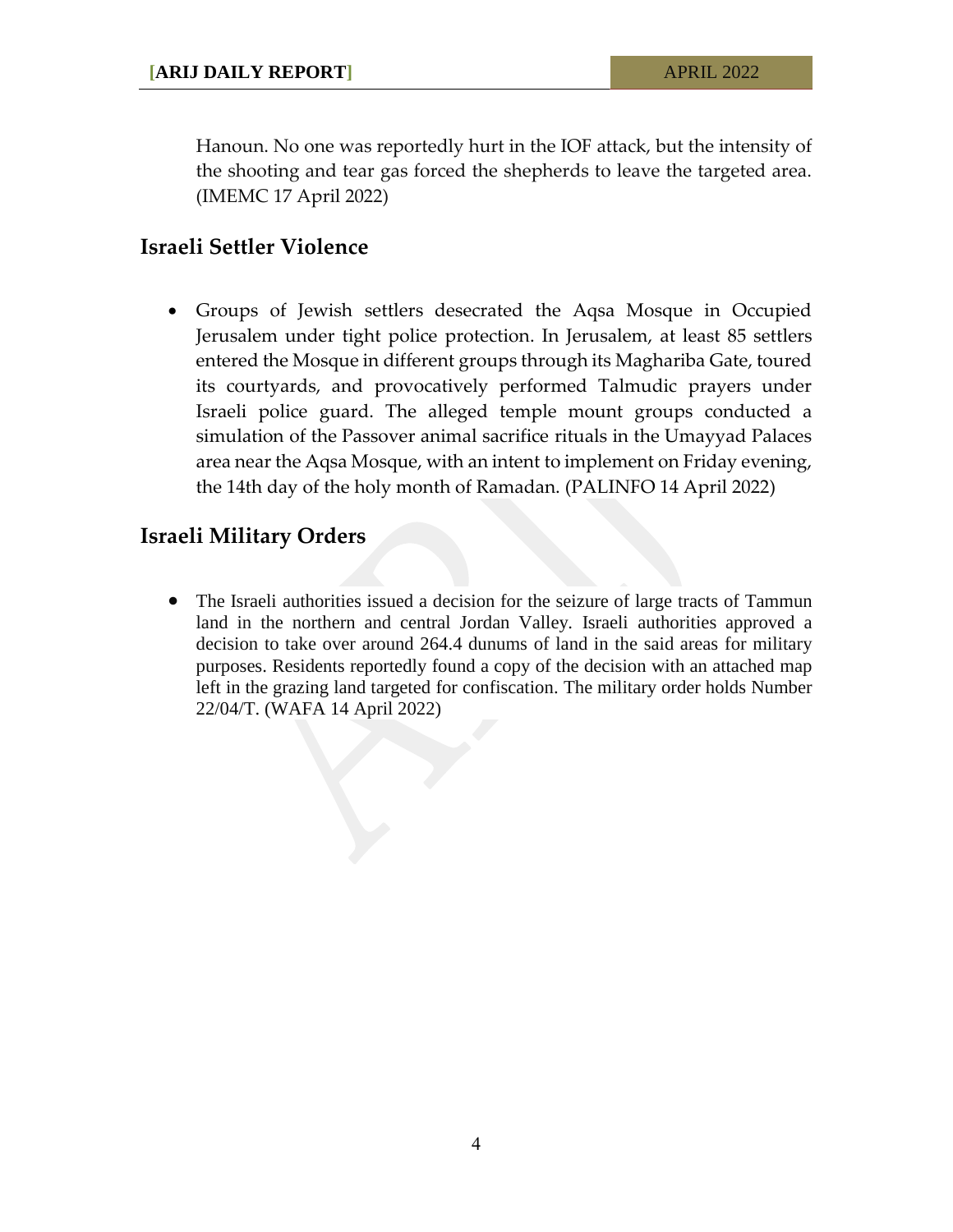Hanoun. No one was reportedly hurt in the IOF attack, but the intensity of the shooting and tear gas forced the shepherds to leave the targeted area. (IMEMC 17 April 2022)

## Israeli Settler Violence

- Groups of Jewish settlers desecrated the Aqsa Mosque in Occupied Jerusalem under tight police protection. In Jerusalem, at least 85 settlers entered the Mosque in different groups through its Maghariba Gate, toured its courtyards, and provocatively performed Talmudic prayers under Israeli police guard. The alleged temple mount groups conducted a simulation of the Passover animal sacrifice rituals in the Umayyad Palaces area near the Aqsa Mosque, with an intent to implement on Friday evening, the 14th day of the holy month of Ramadan. (PALINFO 14 April 2022)

## Israeli Military Orders

- The Israeli authorities issued a decision for the seizure of large tracts of Tammun land in the northern and central Jordan Valley. Israeli authorities approved a decision to take over around 264.4 dunums of land in the said areas for military purposes. Residents reportedly found a copy of the decision with an attached map left in the grazing land targeted for confiscation. The military order holds Number 22/04/T. (WAFA 14 April 2022)